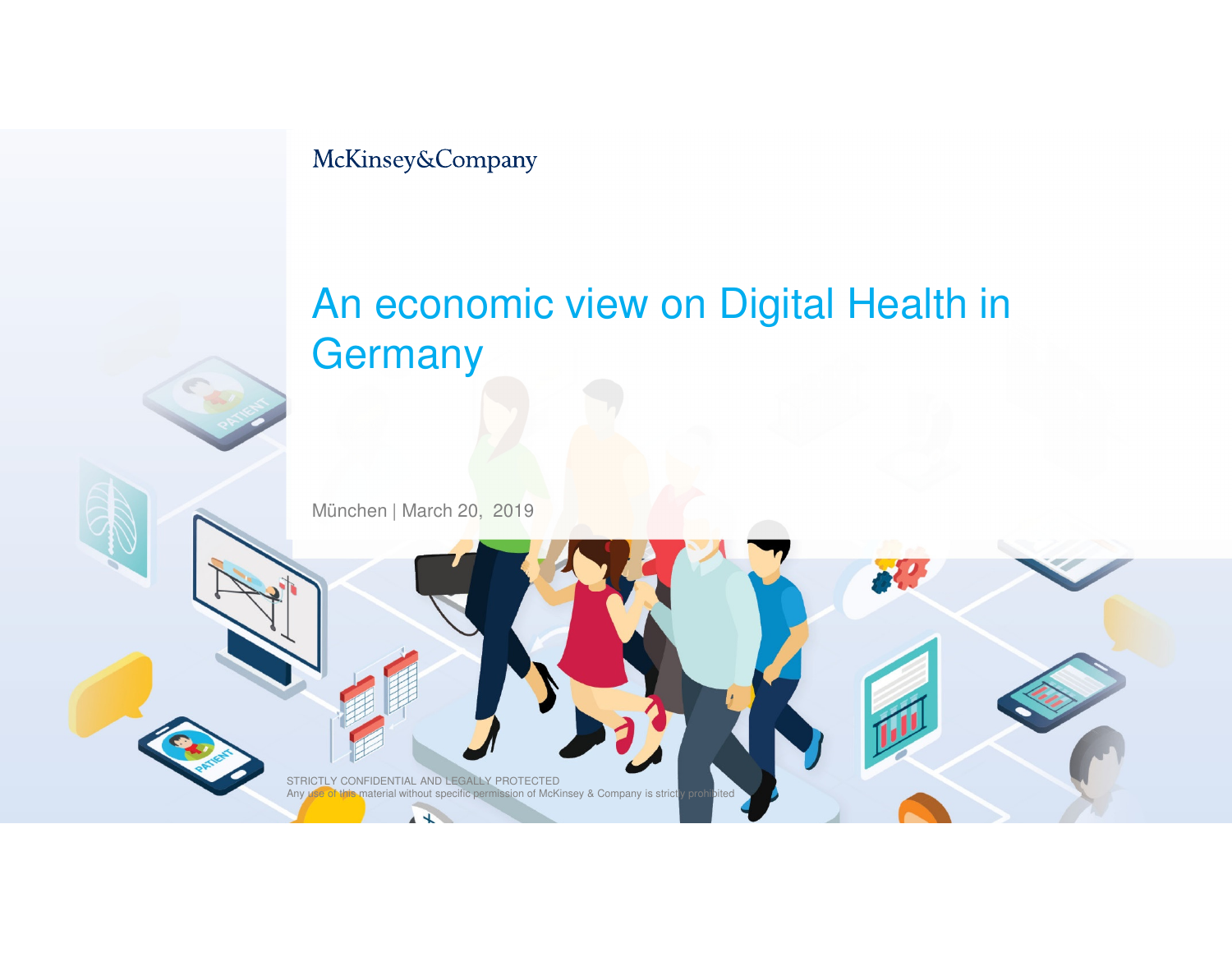McKinsey&Company

# An economic view on Digital Health in Germany

München | March 20, 2019

STRICTLY CONFIDENTIAL AND LEGALLY PROTECTED
Any use of this material without specific permission of McKinsey & Company is strictly prohibited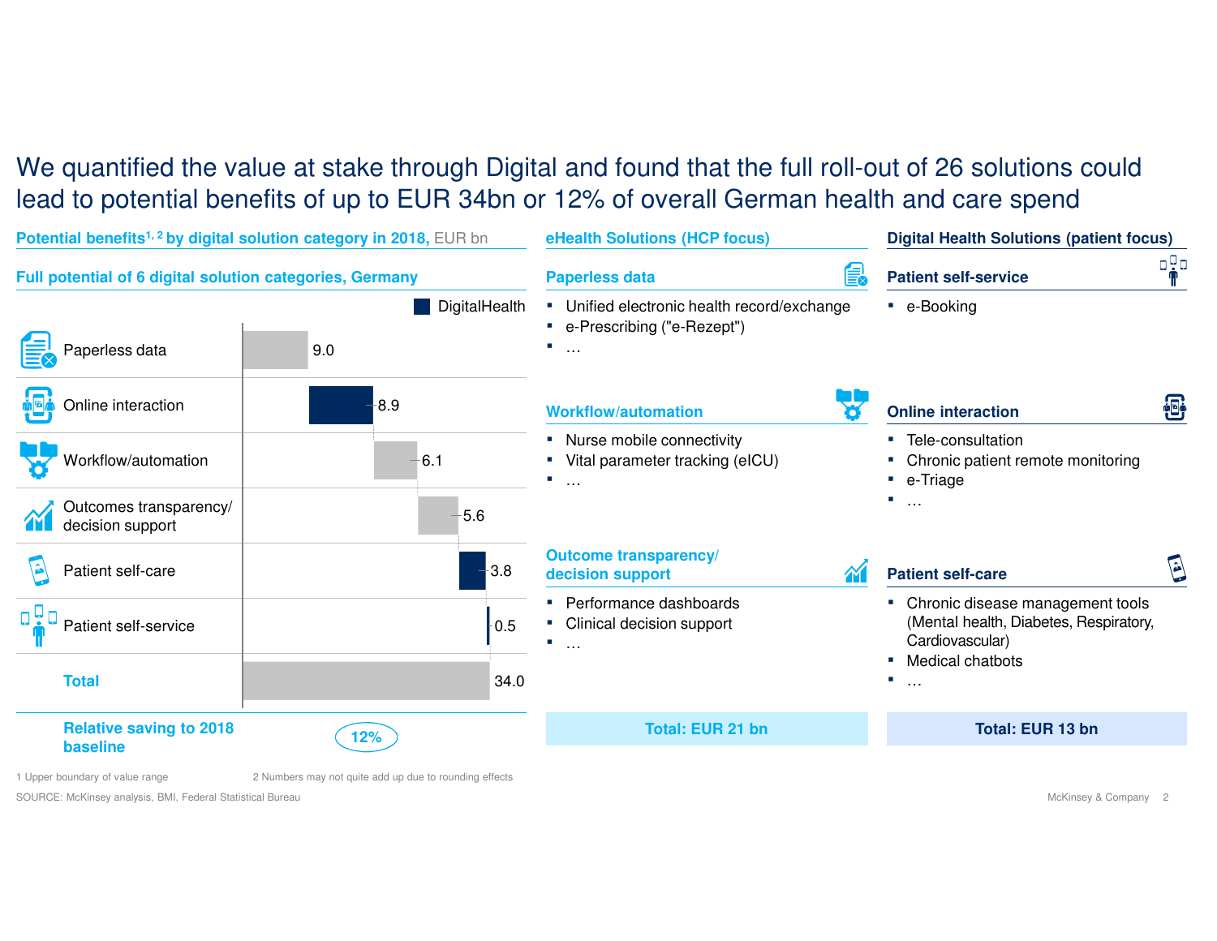# We quantified the value at stake through Digital and found that the full roll-out of 26 solutions could lead to potential benefits of up to EUR 34bn or 12% of overall German health and care spend

## Potential benefits[1, 2] by digital solution category in 2018, EUR bn

### Full potential of 6 digital solution categories, Germany

■ DigitalHealth

| Category | EUR bn |
| --- | --- |
| Paperless data | 9.0 |
| Online interaction | 8.9 |
| Workflow/automation | 6.1 |
| Outcomes transparency/ decision support | 5.6 |
| Patient self-care | 3.8 |
| Patient self-service | 0.5 |
| **Total** | 34.0 |

**Relative saving to 2018 baseline**: 12%

## eHealth Solutions (HCP focus)

### Paperless data

- Unified electronic health record/exchange
- e-Prescribing ("e-Rezept")
- …

### Workflow/automation

- Nurse mobile connectivity
- Vital parameter tracking (eICU)
- …

### Outcome transparency/ decision support

- Performance dashboards
- Clinical decision support
- …

**Total: EUR 21 bn**

## Digital Health Solutions (patient focus)

### Patient self-service

- e-Booking

### Online interaction

- Tele-consultation
- Chronic patient remote monitoring
- e-Triage
- …

### Patient self-care

- Chronic disease management tools (Mental health, Diabetes, Respiratory, Cardiovascular)
- Medical chatbots
- …

**Total: EUR 13 bn**

1 Upper boundary of value range
2 Numbers may not quite add up due to rounding effects

SOURCE: McKinsey analysis, BMI, Federal Statistical Bureau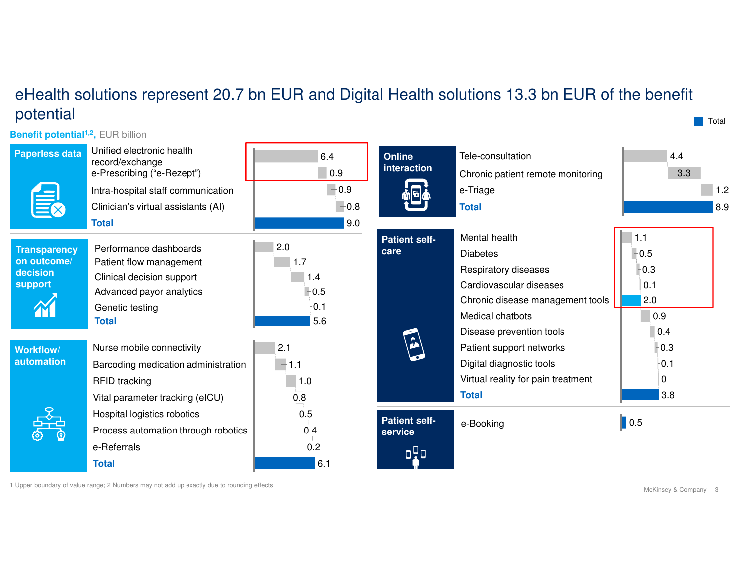# eHealth solutions represent 20.7 bn EUR and Digital Health solutions 13.3 bn EUR of the benefit potential

**Benefit potential[1,2]**, EUR billion

Total

| Category | Solution | EUR billion |
|---|---|---|
| **Paperless data** | Unified electronic health record/exchange | 6.4 |
| | e-Prescribing ("e-Rezept") | 0.9 |
| | Intra-hospital staff communication | 0.9 |
| | Clinician's virtual assistants (AI) | 0.8 |
| | **Total** | 9.0 |
| **Transparency on outcome/ decision support** | Performance dashboards | 2.0 |
| | Patient flow management | 1.7 |
| | Clinical decision support | 1.4 |
| | Advanced payor analytics | 0.5 |
| | Genetic testing | 0.1 |
| | **Total** | 5.6 |
| **Workflow/ automation** | Nurse mobile connectivity | 2.1 |
| | Barcoding medication administration | 1.1 |
| | RFID tracking | 1.0 |
| | Vital parameter tracking (eICU) | 0.8 |
| | Hospital logistics robotics | 0.5 |
| | Process automation through robotics | 0.4 |
| | e-Referrals | 0.2 |
| | **Total** | 6.1 |
| **Online interaction** | Tele-consultation | 4.4 |
| | Chronic patient remote monitoring | 3.3 |
| | e-Triage | 1.2 |
| | **Total** | 8.9 |
| **Patient self-care** | Mental health | 1.1 |
| | Diabetes | 0.5 |
| | Respiratory diseases | 0.3 |
| | Cardiovascular diseases | 0.1 |
| | Chronic disease management tools | 2.0 |
| | Medical chatbots | 0.9 |
| | Disease prevention tools | 0.4 |
| | Patient support networks | 0.3 |
| | Digital diagnostic tools | 0.1 |
| | Virtual reality for pain treatment | 0 |
| | **Total** | 3.8 |
| **Patient self-service** | e-Booking | 0.5 |

1 Upper boundary of value range; 2 Numbers may not add up exactly due to rounding effects

McKinsey & Company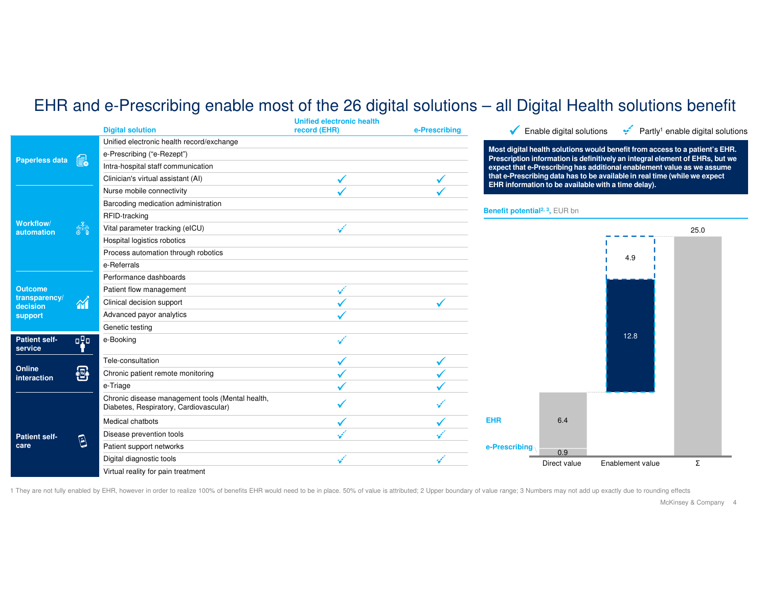# EHR and e-Prescribing enable most of the 26 digital solutions – all Digital Health solutions benefit

✓ Enable digital solutions ⋰ Partly[1] enable digital solutions

| Category | Digital solution | Unified electronic health record (EHR) | e-Prescribing |
|---|---|---|---|
| Paperless data | Unified electronic health record/exchange | | |
| | e-Prescribing ("e-Rezept") | | |
| | Intra-hospital staff communication | | |
| Workflow/ automation | Clinician's virtual assistant (AI) | ✓ | ✓ |
| | Nurse mobile connectivity | ✓ | ✓ |
| | Barcoding medication administration | | |
| | RFID-tracking | | |
| | Vital parameter tracking (eICU) | Partly | |
| | Hospital logistics robotics | | |
| | Process automation through robotics | | |
| | e-Referrals | | |
| Outcome transparency/ decision support | Performance dashboards | | |
| | Patient flow management | Partly | |
| | Clinical decision support | ✓ | ✓ |
| | Advanced payor analytics | ✓ | |
| | Genetic testing | | |
| Patient self-service | e-Booking | Partly | |
| Online interaction | Tele-consultation | ✓ | ✓ |
| | Chronic patient remote monitoring | ✓ | ✓ |
| | e-Triage | ✓ | ✓ |
| Patient self-care | Chronic disease management tools (Mental health, Diabetes, Respiratory, Cardiovascular) | ✓ | Partly |
| | Medical chatbots | ✓ | ✓ |
| | Disease prevention tools | Partly | Partly |
| | Patient support networks | | |
| | Digital diagnostic tools | Partly | Partly |
| | Virtual reality for pain treatment | | |

**Most digital health solutions would benefit from access to a patient's EHR. Prescription information is definitively an integral element of EHRs, but we expect that e-Prescribing has additional enablement value as we assume that e-Prescribing data has to be available in real time (while we expect EHR information to be available with a time delay).**

**Benefit potential[2, 3]**, EUR bn

| | Direct value | Enablement value | Σ |
|---|---|---|---|
| EHR | 6.4 | 12.8 | |
| e-Prescribing | 0.9 | 4.9 | |
| Total | | | 25.0 |

1 They are not fully enabled by EHR, however in order to realize 100% of benefits EHR would need to be in place. 50% of value is attributed; 2 Upper boundary of value range; 3 Numbers may not add up exactly due to rounding effects

McKinsey & Company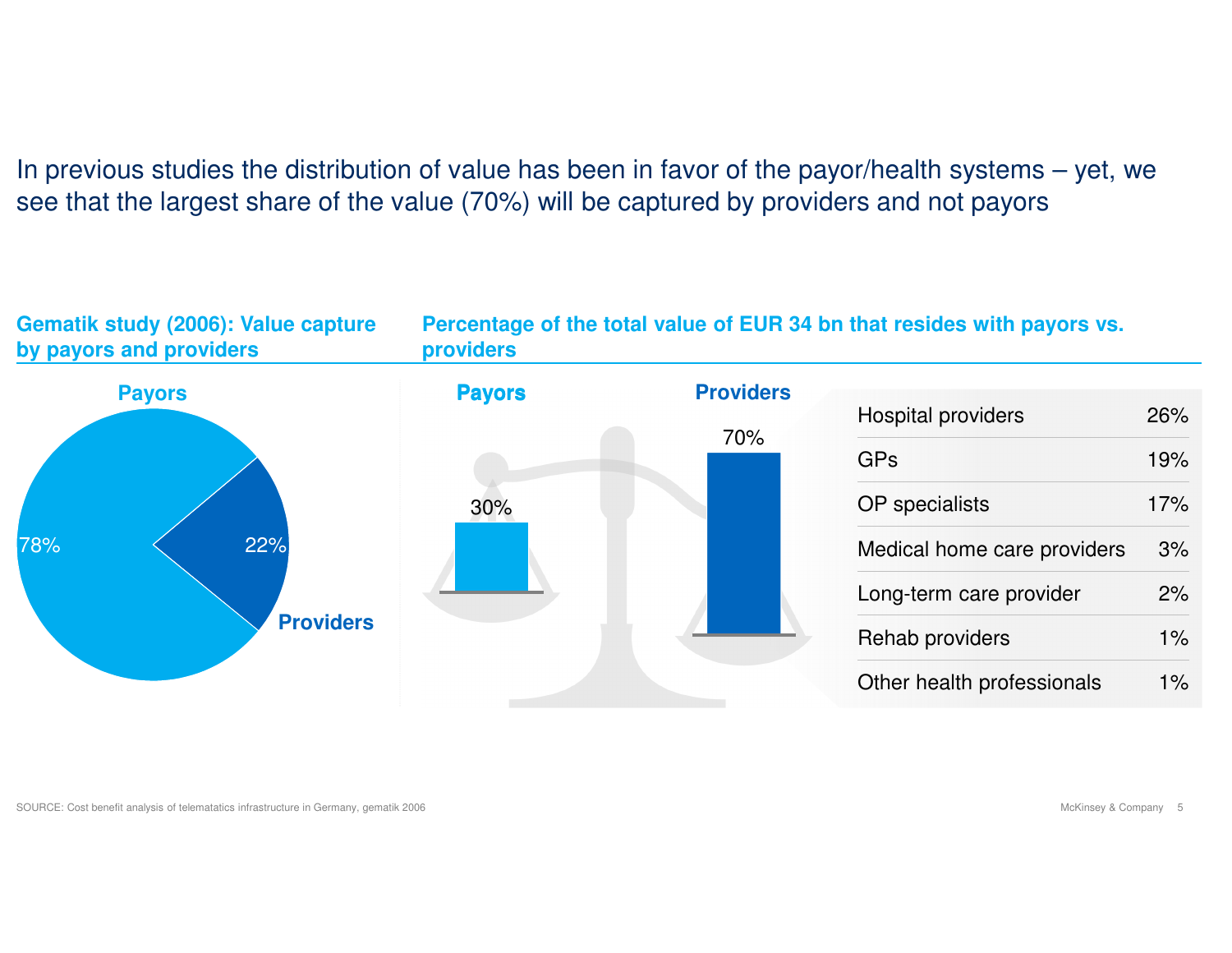# In previous studies the distribution of value has been in favor of the payor/health systems – yet, we see that the largest share of the value (70%) will be captured by providers and not payors

**Gematik study (2006): Value capture by payors and providers**

| | Share |
|---|---|
| Payors | 78% |
| Providers | 22% |

**Percentage of the total value of EUR 34 bn that resides with payors vs. providers**

| | Share |
|---|---|
| Payors | 30% |
| Providers | 70% |

| Providers | Share |
|---|---|
| Hospital providers | 26% |
| GPs | 19% |
| OP specialists | 17% |
| Medical home care providers | 3% |
| Long-term care provider | 2% |
| Rehab providers | 1% |
| Other health professionals | 1% |

SOURCE: Cost benefit analysis of telematatics infrastructure in Germany, gematik 2006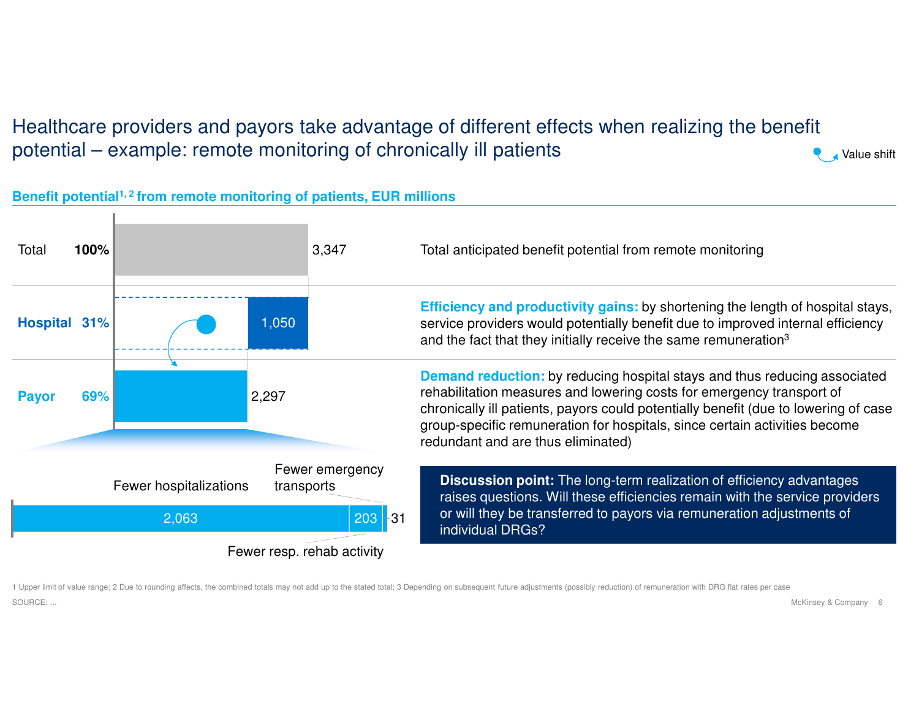# Healthcare providers and payors take advantage of different effects when realizing the benefit potential – example: remote monitoring of chronically ill patients

Value shift

**Benefit potential[1, 2] from remote monitoring of patients, EUR millions**

| | Share | EUR millions | Description |
|---|---|---|---|
| Total | **100%** | 3,347 | Total anticipated benefit potential from remote monitoring |
| **Hospital** | **31%** | 1,050 | **Efficiency and productivity gains:** by shortening the length of hospital stays, service providers would potentially benefit due to improved internal efficiency and the fact that they initially receive the same remuneration[3] |
| **Payor** | **69%** | 2,297 | **Demand reduction:** by reducing hospital stays and thus reducing associated rehabilitation measures and lowering costs for emergency transport of chronically ill patients, payors could potentially benefit (due to lowering of case group-specific remuneration for hospitals, since certain activities become redundant and are thus eliminated) |

Payor breakdown:

| Fewer hospitalizations | Fewer resp. rehab activity | Fewer emergency transports |
|---|---|---|
| 2,063 | 203 | 31 |

**Discussion point:** The long-term realization of efficiency advantages raises questions. Will these efficiencies remain with the service providers or will they be transferred to payors via remuneration adjustments of individual DRGs?

1 Upper limit of value range; 2 Due to rounding affects, the combined totals may not add up to the stated total; 3 Depending on subsequent future adjustments (possibly reduction) of remuneration with DRG flat rates per case

SOURCE: ...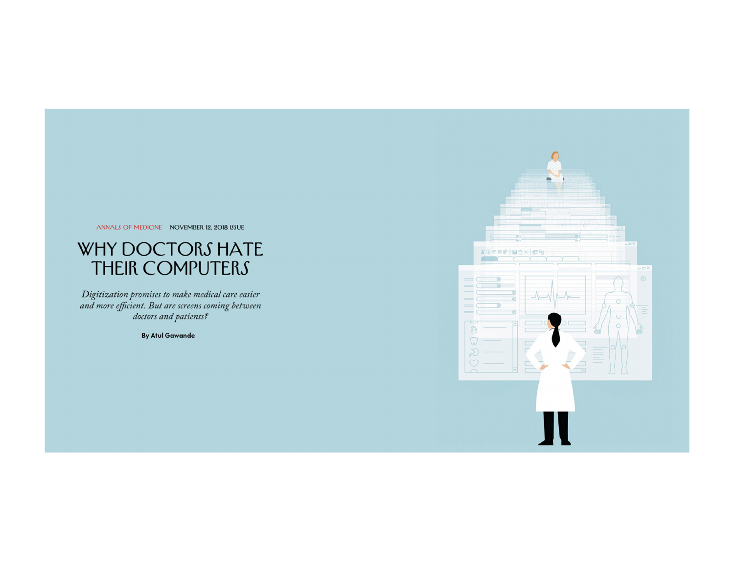ANNALS OF MEDICINE NOVEMBER 12, 2018 ISSUE

# WHY DOCTORS HATE THEIR COMPUTERS

*Digitization promises to make medical care easier and more efficient. But are screens coming between doctors and patients?*

**By Atul Gawande**